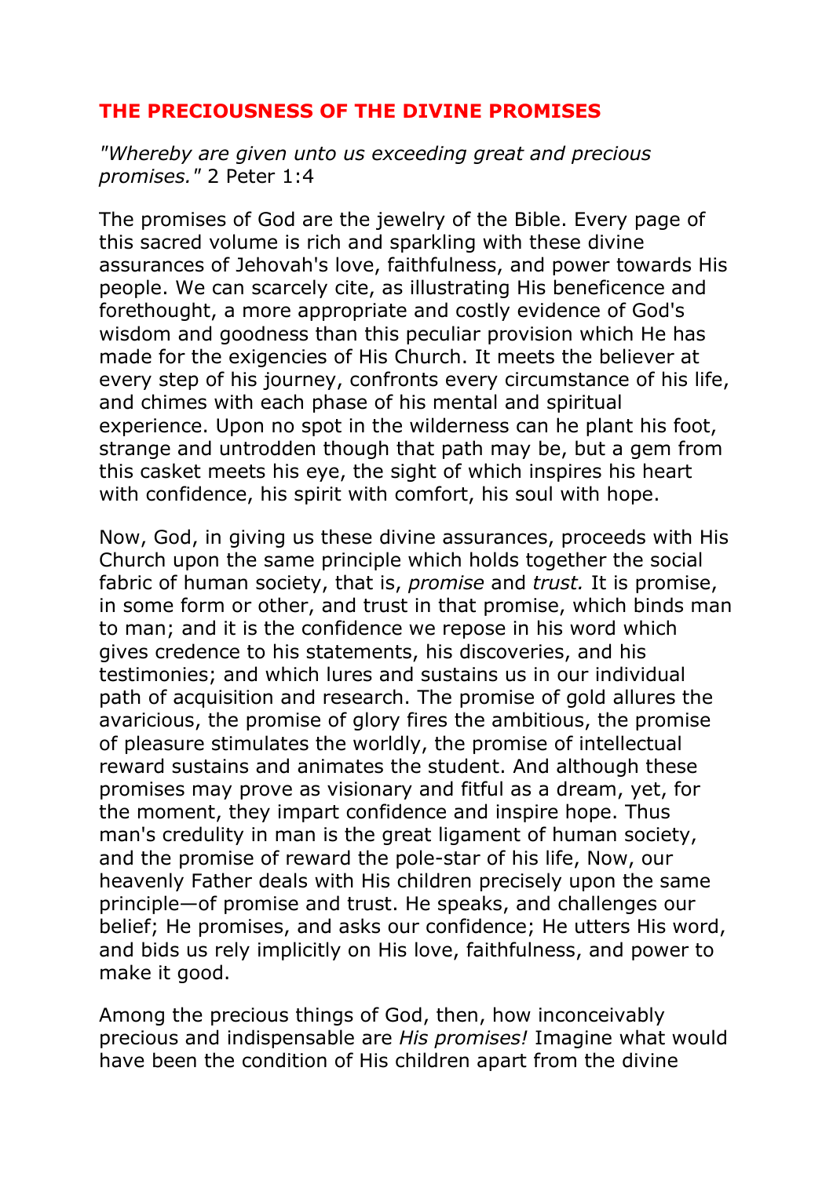# THE PRECIOUSNESS OF THE DIVINE PROMISES

*"Whereby are given unto us exceeding great and precious promises."* 2 Peter 1:4

The promises of God are the jewelry of the Bible. Every page of this sacred volume is rich and sparkling with these divine assurances of Jehovah's love, faithfulness, and power towards His people. We can scarcely cite, as illustrating His beneficence and forethought, a more appropriate and costly evidence of God's wisdom and goodness than this peculiar provision which He has made for the exigencies of His Church. It meets the believer at every step of his journey, confronts every circumstance of his life, and chimes with each phase of his mental and spiritual experience. Upon no spot in the wilderness can he plant his foot, strange and untrodden though that path may be, but a gem from this casket meets his eye, the sight of which inspires his heart with confidence, his spirit with comfort, his soul with hope.

Now, God, in giving us these divine assurances, proceeds with His Church upon the same principle which holds together the social fabric of human society, that is, *promise* and *trust.* It is promise, in some form or other, and trust in that promise, which binds man to man; and it is the confidence we repose in his word which gives credence to his statements, his discoveries, and his testimonies; and which lures and sustains us in our individual path of acquisition and research. The promise of gold allures the avaricious, the promise of glory fires the ambitious, the promise of pleasure stimulates the worldly, the promise of intellectual reward sustains and animates the student. And although these promises may prove as visionary and fitful as a dream, yet, for the moment, they impart confidence and inspire hope. Thus man's credulity in man is the great ligament of human society, and the promise of reward the pole-star of his life, Now, our heavenly Father deals with His children precisely upon the same principle—of promise and trust. He speaks, and challenges our belief; He promises, and asks our confidence; He utters His word, and bids us rely implicitly on His love, faithfulness, and power to make it good.

Among the precious things of God, then, how inconceivably precious and indispensable are *His promises!* Imagine what would have been the condition of His children apart from the divine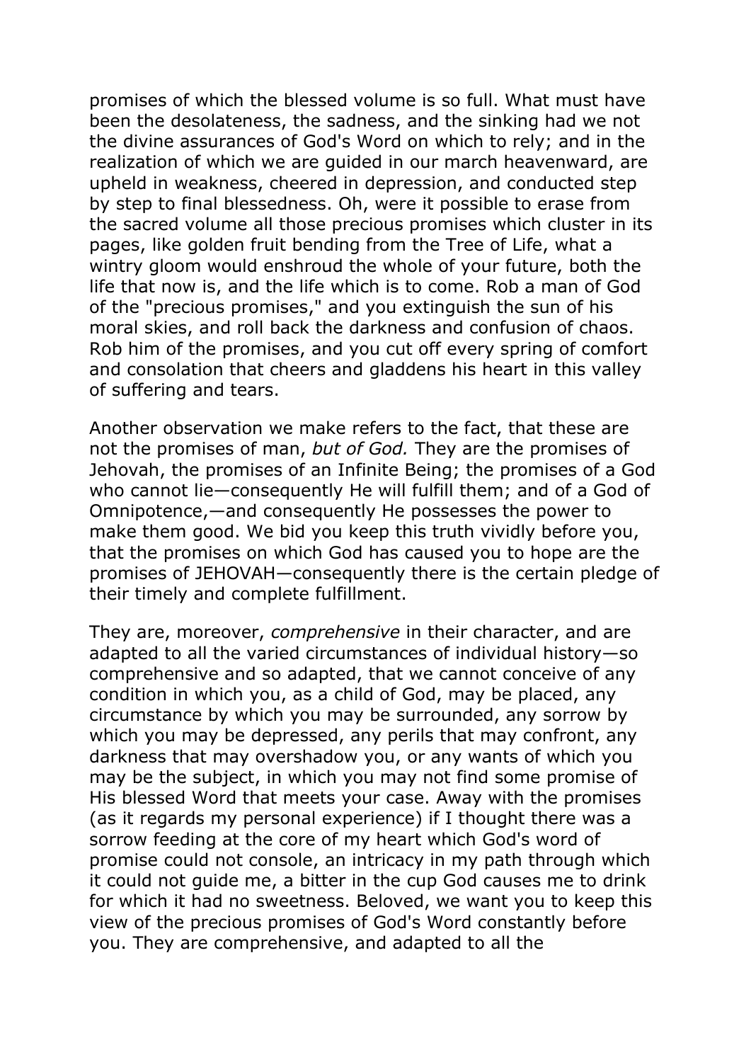promises of which the blessed volume is so full. What must have been the desolateness, the sadness, and the sinking had we not the divine assurances of God's Word on which to rely; and in the realization of which we are guided in our march heavenward, are upheld in weakness, cheered in depression, and conducted step by step to final blessedness. Oh, were it possible to erase from the sacred volume all those precious promises which cluster in its pages, like golden fruit bending from the Tree of Life, what a wintry gloom would enshroud the whole of your future, both the life that now is, and the life which is to come. Rob a man of God of the "precious promises," and you extinguish the sun of his moral skies, and roll back the darkness and confusion of chaos. Rob him of the promises, and you cut off every spring of comfort and consolation that cheers and gladdens his heart in this valley of suffering and tears.

Another observation we make refers to the fact, that these are not the promises of man, *but of God.* They are the promises of Jehovah, the promises of an Infinite Being; the promises of a God who cannot lie—consequently He will fulfill them; and of a God of Omnipotence,—and consequently He possesses the power to make them good. We bid you keep this truth vividly before you, that the promises on which God has caused you to hope are the promises of JEHOVAH—consequently there is the certain pledge of their timely and complete fulfillment.

They are, moreover, *comprehensive* in their character, and are adapted to all the varied circumstances of individual history—so comprehensive and so adapted, that we cannot conceive of any condition in which you, as a child of God, may be placed, any circumstance by which you may be surrounded, any sorrow by which you may be depressed, any perils that may confront, any darkness that may overshadow you, or any wants of which you may be the subject, in which you may not find some promise of His blessed Word that meets your case. Away with the promises (as it regards my personal experience) if I thought there was a sorrow feeding at the core of my heart which God's word of promise could not console, an intricacy in my path through which it could not guide me, a bitter in the cup God causes me to drink for which it had no sweetness. Beloved, we want you to keep this view of the precious promises of God's Word constantly before you. They are comprehensive, and adapted to all the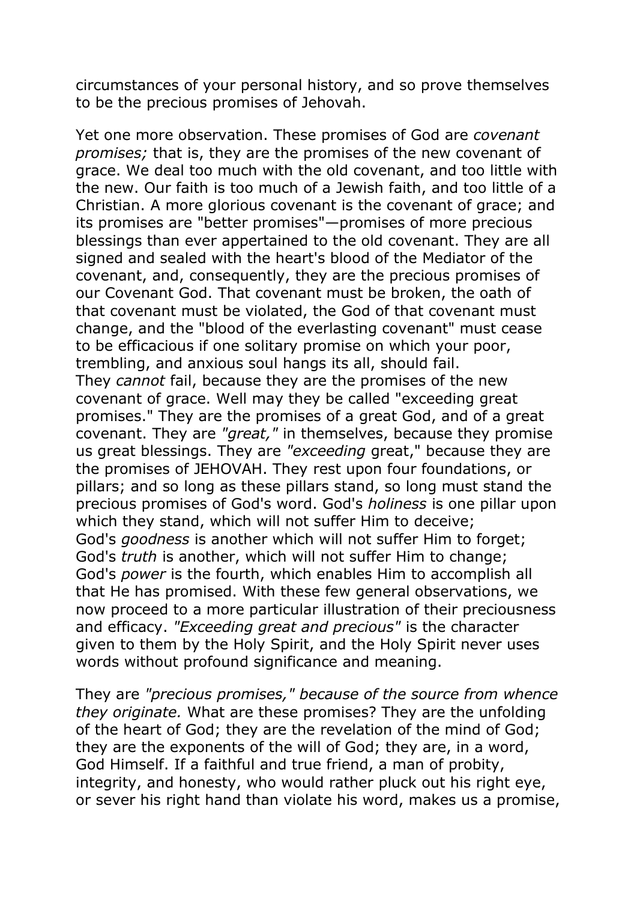circumstances of your personal history, and so prove themselves to be the precious promises of Jehovah.

Yet one more observation. These promises of God are *covenant promises;* that is, they are the promises of the new covenant of grace. We deal too much with the old covenant, and too little with the new. Our faith is too much of a Jewish faith, and too little of a Christian. A more glorious covenant is the covenant of grace; and its promises are "better promises"—promises of more precious blessings than ever appertained to the old covenant. They are all signed and sealed with the heart's blood of the Mediator of the covenant, and, consequently, they are the precious promises of our Covenant God. That covenant must be broken, the oath of that covenant must be violated, the God of that covenant must change, and the "blood of the everlasting covenant" must cease to be efficacious if one solitary promise on which your poor, trembling, and anxious soul hangs its all, should fail.
They *cannot* fail, because they are the promises of the new covenant of grace. Well may they be called "exceeding great promises." They are the promises of a great God, and of a great covenant. They are *"great,"* in themselves, because they promise us great blessings. They are *"exceeding* great," because they are the promises of JEHOVAH. They rest upon four foundations, or pillars; and so long as these pillars stand, so long must stand the precious promises of God's word. God's *holiness* is one pillar upon which they stand, which will not suffer Him to deceive;
God's *goodness* is another which will not suffer Him to forget;
God's *truth* is another, which will not suffer Him to change;
God's *power* is the fourth, which enables Him to accomplish all that He has promised. With these few general observations, we now proceed to a more particular illustration of their preciousness and efficacy. *"Exceeding great and precious"* is the character given to them by the Holy Spirit, and the Holy Spirit never uses words without profound significance and meaning.

They are *"precious promises," because of the source from whence they originate.* What are these promises? They are the unfolding of the heart of God; they are the revelation of the mind of God; they are the exponents of the will of God; they are, in a word, God Himself. If a faithful and true friend, a man of probity, integrity, and honesty, who would rather pluck out his right eye, or sever his right hand than violate his word, makes us a promise,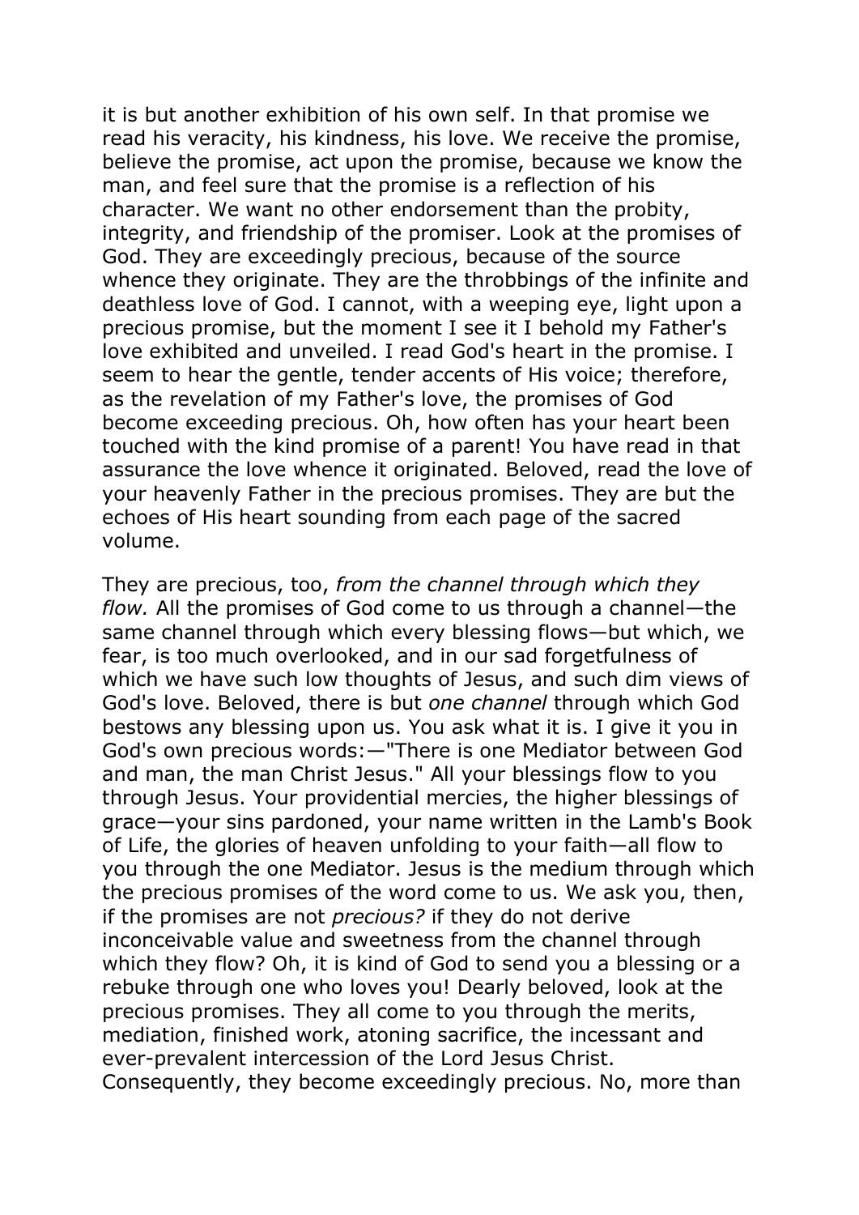it is but another exhibition of his own self. In that promise we read his veracity, his kindness, his love. We receive the promise, believe the promise, act upon the promise, because we know the man, and feel sure that the promise is a reflection of his character. We want no other endorsement than the probity, integrity, and friendship of the promiser. Look at the promises of God. They are exceedingly precious, because of the source whence they originate. They are the throbbings of the infinite and deathless love of God. I cannot, with a weeping eye, light upon a precious promise, but the moment I see it I behold my Father's love exhibited and unveiled. I read God's heart in the promise. I seem to hear the gentle, tender accents of His voice; therefore, as the revelation of my Father's love, the promises of God become exceeding precious. Oh, how often has your heart been touched with the kind promise of a parent! You have read in that assurance the love whence it originated. Beloved, read the love of your heavenly Father in the precious promises. They are but the echoes of His heart sounding from each page of the sacred volume.

They are precious, too, *from the channel through which they flow.* All the promises of God come to us through a channel—the same channel through which every blessing flows—but which, we fear, is too much overlooked, and in our sad forgetfulness of which we have such low thoughts of Jesus, and such dim views of God's love. Beloved, there is but *one channel* through which God bestows any blessing upon us. You ask what it is. I give it you in God's own precious words:—"There is one Mediator between God and man, the man Christ Jesus." All your blessings flow to you through Jesus. Your providential mercies, the higher blessings of grace—your sins pardoned, your name written in the Lamb's Book of Life, the glories of heaven unfolding to your faith—all flow to you through the one Mediator. Jesus is the medium through which the precious promises of the word come to us. We ask you, then, if the promises are not *precious?* if they do not derive inconceivable value and sweetness from the channel through which they flow? Oh, it is kind of God to send you a blessing or a rebuke through one who loves you! Dearly beloved, look at the precious promises. They all come to you through the merits, mediation, finished work, atoning sacrifice, the incessant and ever-prevalent intercession of the Lord Jesus Christ. Consequently, they become exceedingly precious. No, more than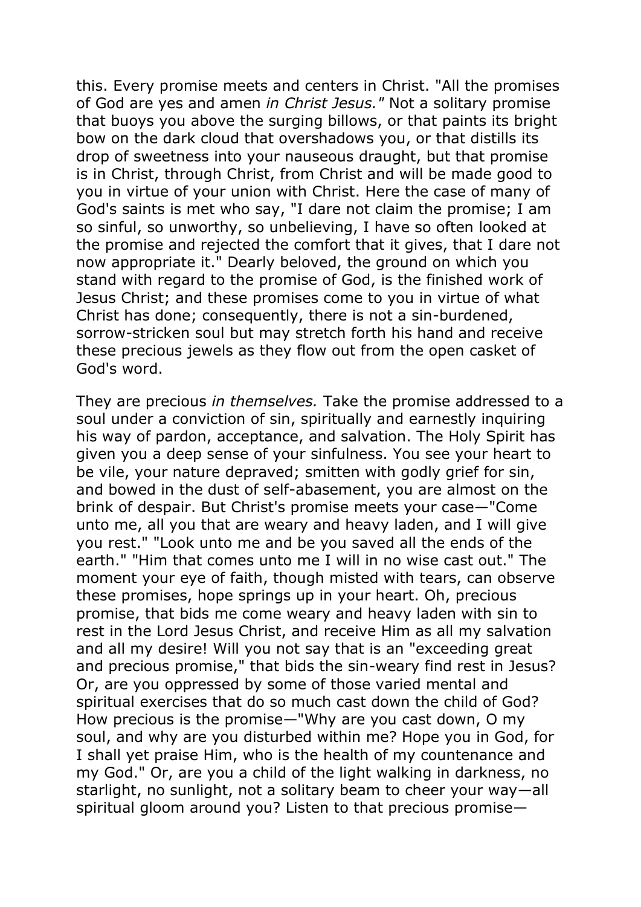this. Every promise meets and centers in Christ. "All the promises of God are yes and amen *in Christ Jesus."* Not a solitary promise that buoys you above the surging billows, or that paints its bright bow on the dark cloud that overshadows you, or that distills its drop of sweetness into your nauseous draught, but that promise is in Christ, through Christ, from Christ and will be made good to you in virtue of your union with Christ. Here the case of many of God's saints is met who say, "I dare not claim the promise; I am so sinful, so unworthy, so unbelieving, I have so often looked at the promise and rejected the comfort that it gives, that I dare not now appropriate it." Dearly beloved, the ground on which you stand with regard to the promise of God, is the finished work of Jesus Christ; and these promises come to you in virtue of what Christ has done; consequently, there is not a sin-burdened, sorrow-stricken soul but may stretch forth his hand and receive these precious jewels as they flow out from the open casket of God's word.

They are precious *in themselves.* Take the promise addressed to a soul under a conviction of sin, spiritually and earnestly inquiring his way of pardon, acceptance, and salvation. The Holy Spirit has given you a deep sense of your sinfulness. You see your heart to be vile, your nature depraved; smitten with godly grief for sin, and bowed in the dust of self-abasement, you are almost on the brink of despair. But Christ's promise meets your case—"Come unto me, all you that are weary and heavy laden, and I will give you rest." "Look unto me and be you saved all the ends of the earth." "Him that comes unto me I will in no wise cast out." The moment your eye of faith, though misted with tears, can observe these promises, hope springs up in your heart. Oh, precious promise, that bids me come weary and heavy laden with sin to rest in the Lord Jesus Christ, and receive Him as all my salvation and all my desire! Will you not say that is an "exceeding great and precious promise," that bids the sin-weary find rest in Jesus? Or, are you oppressed by some of those varied mental and spiritual exercises that do so much cast down the child of God? How precious is the promise—"Why are you cast down, O my soul, and why are you disturbed within me? Hope you in God, for I shall yet praise Him, who is the health of my countenance and my God." Or, are you a child of the light walking in darkness, no starlight, no sunlight, not a solitary beam to cheer your way—all spiritual gloom around you? Listen to that precious promise—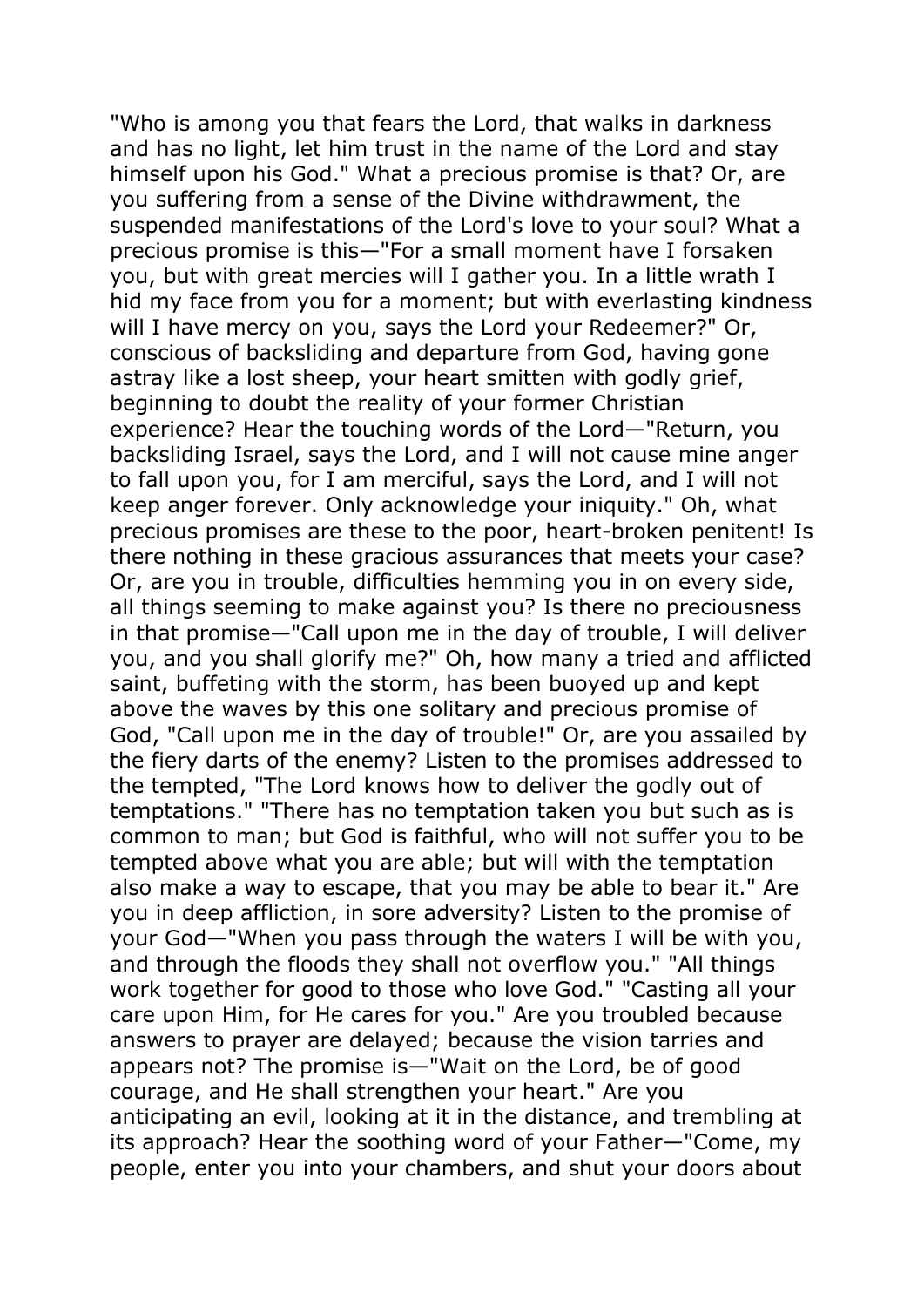"Who is among you that fears the Lord, that walks in darkness and has no light, let him trust in the name of the Lord and stay himself upon his God." What a precious promise is that? Or, are you suffering from a sense of the Divine withdrawment, the suspended manifestations of the Lord's love to your soul? What a precious promise is this—"For a small moment have I forsaken you, but with great mercies will I gather you. In a little wrath I hid my face from you for a moment; but with everlasting kindness will I have mercy on you, says the Lord your Redeemer?" Or, conscious of backsliding and departure from God, having gone astray like a lost sheep, your heart smitten with godly grief, beginning to doubt the reality of your former Christian experience? Hear the touching words of the Lord—"Return, you backsliding Israel, says the Lord, and I will not cause mine anger to fall upon you, for I am merciful, says the Lord, and I will not keep anger forever. Only acknowledge your iniquity." Oh, what precious promises are these to the poor, heart-broken penitent! Is there nothing in these gracious assurances that meets your case? Or, are you in trouble, difficulties hemming you in on every side, all things seeming to make against you? Is there no preciousness in that promise—"Call upon me in the day of trouble, I will deliver you, and you shall glorify me?" Oh, how many a tried and afflicted saint, buffeting with the storm, has been buoyed up and kept above the waves by this one solitary and precious promise of God, "Call upon me in the day of trouble!" Or, are you assailed by the fiery darts of the enemy? Listen to the promises addressed to the tempted, "The Lord knows how to deliver the godly out of temptations." "There has no temptation taken you but such as is common to man; but God is faithful, who will not suffer you to be tempted above what you are able; but will with the temptation also make a way to escape, that you may be able to bear it." Are you in deep affliction, in sore adversity? Listen to the promise of your God—"When you pass through the waters I will be with you, and through the floods they shall not overflow you." "All things work together for good to those who love God." "Casting all your care upon Him, for He cares for you." Are you troubled because answers to prayer are delayed; because the vision tarries and appears not? The promise is—"Wait on the Lord, be of good courage, and He shall strengthen your heart." Are you anticipating an evil, looking at it in the distance, and trembling at its approach? Hear the soothing word of your Father—"Come, my people, enter you into your chambers, and shut your doors about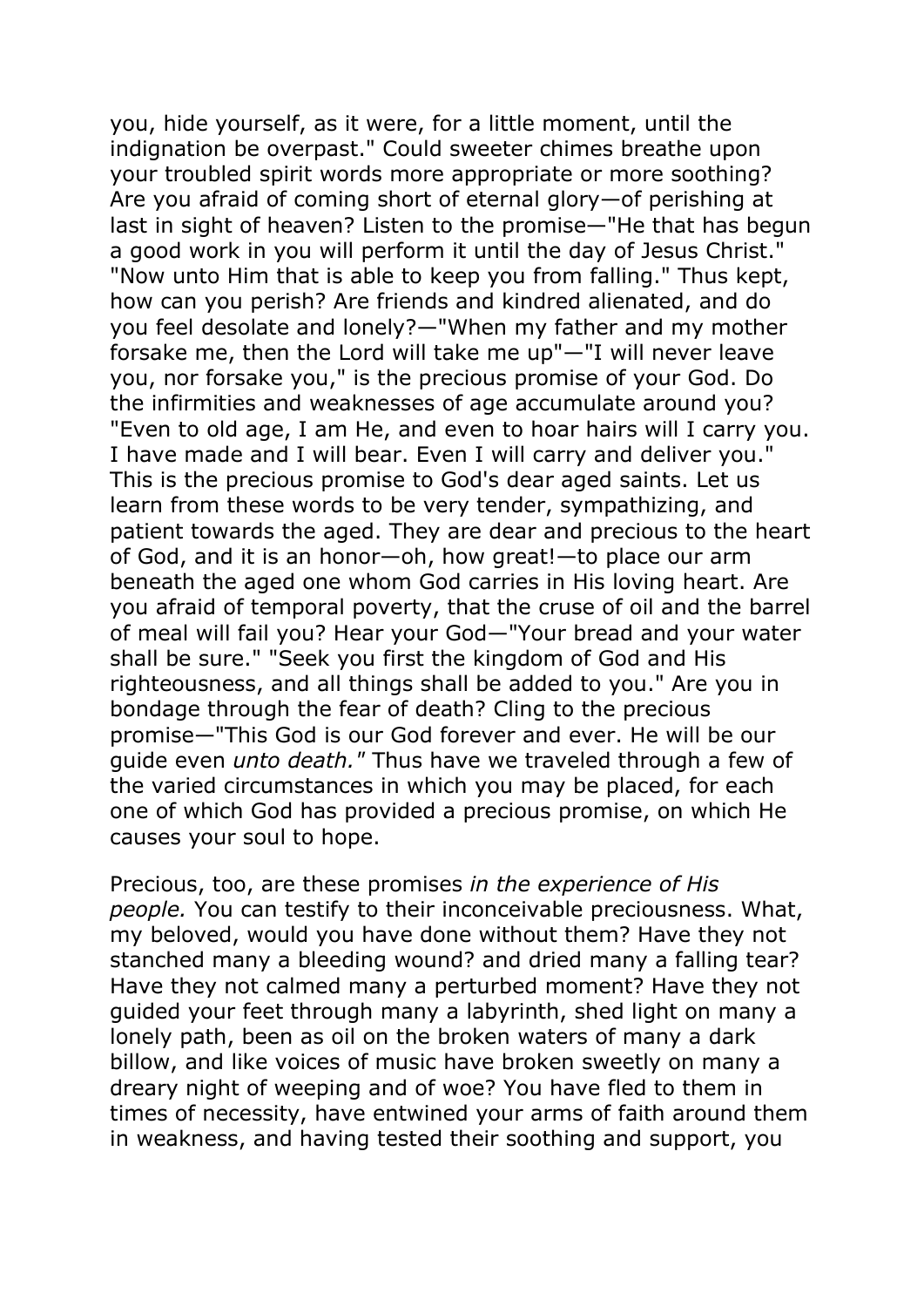you, hide yourself, as it were, for a little moment, until the indignation be overpast." Could sweeter chimes breathe upon your troubled spirit words more appropriate or more soothing? Are you afraid of coming short of eternal glory—of perishing at last in sight of heaven? Listen to the promise—"He that has begun a good work in you will perform it until the day of Jesus Christ." "Now unto Him that is able to keep you from falling." Thus kept, how can you perish? Are friends and kindred alienated, and do you feel desolate and lonely?—"When my father and my mother forsake me, then the Lord will take me up"—"I will never leave you, nor forsake you," is the precious promise of your God. Do the infirmities and weaknesses of age accumulate around you? "Even to old age, I am He, and even to hoar hairs will I carry you. I have made and I will bear. Even I will carry and deliver you." This is the precious promise to God's dear aged saints. Let us learn from these words to be very tender, sympathizing, and patient towards the aged. They are dear and precious to the heart of God, and it is an honor—oh, how great!—to place our arm beneath the aged one whom God carries in His loving heart. Are you afraid of temporal poverty, that the cruse of oil and the barrel of meal will fail you? Hear your God—"Your bread and your water shall be sure." "Seek you first the kingdom of God and His righteousness, and all things shall be added to you." Are you in bondage through the fear of death? Cling to the precious promise—"This God is our God forever and ever. He will be our guide even *unto death."* Thus have we traveled through a few of the varied circumstances in which you may be placed, for each one of which God has provided a precious promise, on which He causes your soul to hope.

Precious, too, are these promises *in the experience of His people.* You can testify to their inconceivable preciousness. What, my beloved, would you have done without them? Have they not stanched many a bleeding wound? and dried many a falling tear? Have they not calmed many a perturbed moment? Have they not guided your feet through many a labyrinth, shed light on many a lonely path, been as oil on the broken waters of many a dark billow, and like voices of music have broken sweetly on many a dreary night of weeping and of woe? You have fled to them in times of necessity, have entwined your arms of faith around them in weakness, and having tested their soothing and support, you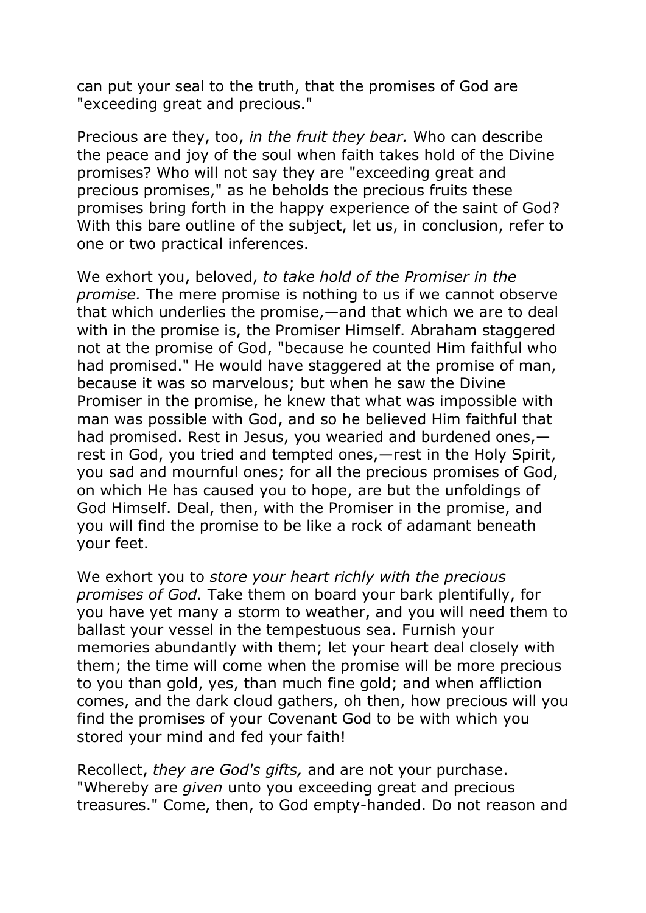can put your seal to the truth, that the promises of God are "exceeding great and precious."

Precious are they, too, *in the fruit they bear.* Who can describe the peace and joy of the soul when faith takes hold of the Divine promises? Who will not say they are "exceeding great and precious promises," as he beholds the precious fruits these promises bring forth in the happy experience of the saint of God? With this bare outline of the subject, let us, in conclusion, refer to one or two practical inferences.

We exhort you, beloved, *to take hold of the Promiser in the promise.* The mere promise is nothing to us if we cannot observe that which underlies the promise,—and that which we are to deal with in the promise is, the Promiser Himself. Abraham staggered not at the promise of God, "because he counted Him faithful who had promised." He would have staggered at the promise of man, because it was so marvelous; but when he saw the Divine Promiser in the promise, he knew that what was impossible with man was possible with God, and so he believed Him faithful that had promised. Rest in Jesus, you wearied and burdened ones,—rest in God, you tried and tempted ones,—rest in the Holy Spirit, you sad and mournful ones; for all the precious promises of God, on which He has caused you to hope, are but the unfoldings of God Himself. Deal, then, with the Promiser in the promise, and you will find the promise to be like a rock of adamant beneath your feet.

We exhort you to *store your heart richly with the precious promises of God.* Take them on board your bark plentifully, for you have yet many a storm to weather, and you will need them to ballast your vessel in the tempestuous sea. Furnish your memories abundantly with them; let your heart deal closely with them; the time will come when the promise will be more precious to you than gold, yes, than much fine gold; and when affliction comes, and the dark cloud gathers, oh then, how precious will you find the promises of your Covenant God to be with which you stored your mind and fed your faith!

Recollect, *they are God's gifts,* and are not your purchase. "Whereby are *given* unto you exceeding great and precious treasures." Come, then, to God empty-handed. Do not reason and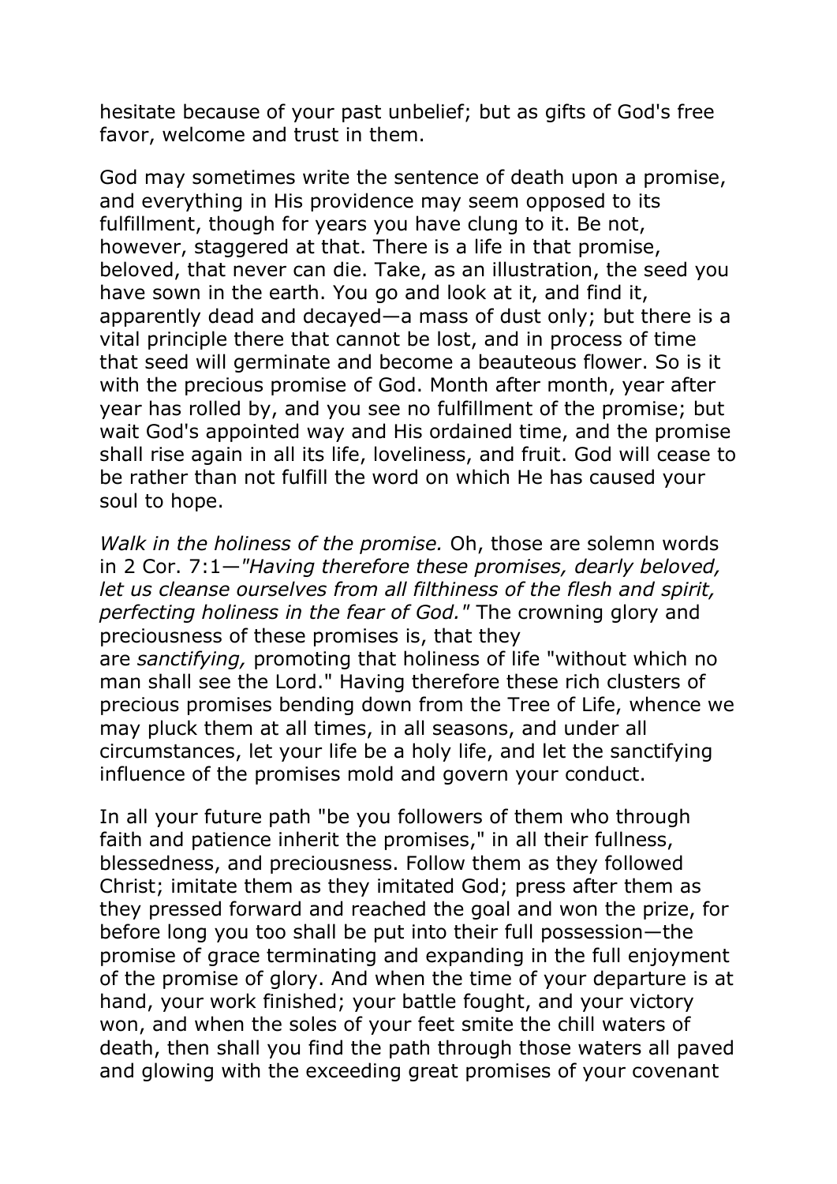hesitate because of your past unbelief; but as gifts of God's free favor, welcome and trust in them.

God may sometimes write the sentence of death upon a promise, and everything in His providence may seem opposed to its fulfillment, though for years you have clung to it. Be not, however, staggered at that. There is a life in that promise, beloved, that never can die. Take, as an illustration, the seed you have sown in the earth. You go and look at it, and find it, apparently dead and decayed—a mass of dust only; but there is a vital principle there that cannot be lost, and in process of time that seed will germinate and become a beauteous flower. So is it with the precious promise of God. Month after month, year after year has rolled by, and you see no fulfillment of the promise; but wait God's appointed way and His ordained time, and the promise shall rise again in all its life, loveliness, and fruit. God will cease to be rather than not fulfill the word on which He has caused your soul to hope.

*Walk in the holiness of the promise.* Oh, those are solemn words in 2 Cor. 7:1—*"Having therefore these promises, dearly beloved, let us cleanse ourselves from all filthiness of the flesh and spirit, perfecting holiness in the fear of God."* The crowning glory and preciousness of these promises is, that they are *sanctifying,* promoting that holiness of life "without which no man shall see the Lord." Having therefore these rich clusters of precious promises bending down from the Tree of Life, whence we may pluck them at all times, in all seasons, and under all circumstances, let your life be a holy life, and let the sanctifying influence of the promises mold and govern your conduct.

In all your future path "be you followers of them who through faith and patience inherit the promises," in all their fullness, blessedness, and preciousness. Follow them as they followed Christ; imitate them as they imitated God; press after them as they pressed forward and reached the goal and won the prize, for before long you too shall be put into their full possession—the promise of grace terminating and expanding in the full enjoyment of the promise of glory. And when the time of your departure is at hand, your work finished; your battle fought, and your victory won, and when the soles of your feet smite the chill waters of death, then shall you find the path through those waters all paved and glowing with the exceeding great promises of your covenant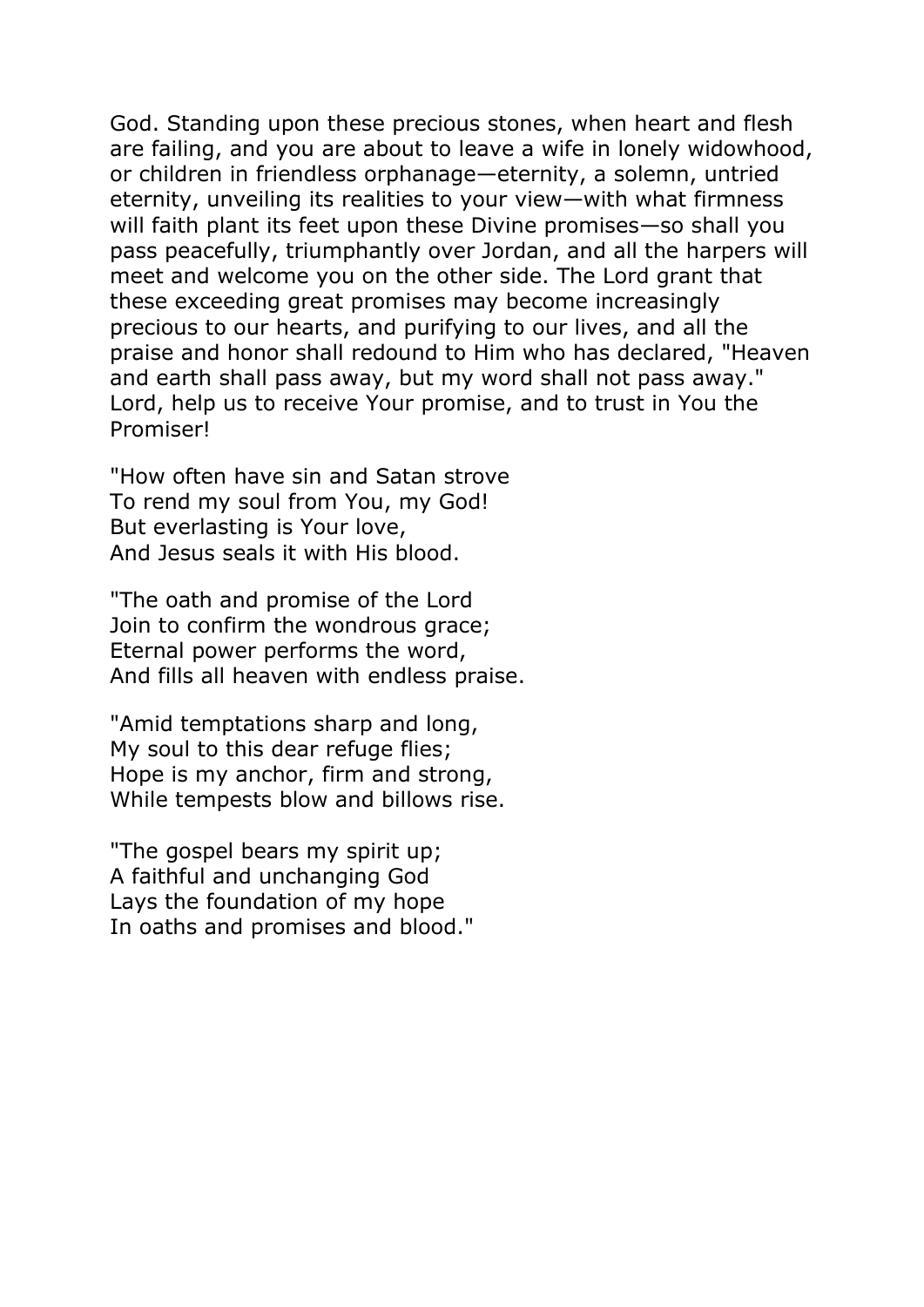God. Standing upon these precious stones, when heart and flesh are failing, and you are about to leave a wife in lonely widowhood, or children in friendless orphanage—eternity, a solemn, untried eternity, unveiling its realities to your view—with what firmness will faith plant its feet upon these Divine promises—so shall you pass peacefully, triumphantly over Jordan, and all the harpers will meet and welcome you on the other side. The Lord grant that these exceeding great promises may become increasingly precious to our hearts, and purifying to our lives, and all the praise and honor shall redound to Him who has declared, "Heaven and earth shall pass away, but my word shall not pass away." Lord, help us to receive Your promise, and to trust in You the Promiser!

"How often have sin and Satan strove  
To rend my soul from You, my God!  
But everlasting is Your love,  
And Jesus seals it with His blood.

"The oath and promise of the Lord  
Join to confirm the wondrous grace;  
Eternal power performs the word,  
And fills all heaven with endless praise.

"Amid temptations sharp and long,  
My soul to this dear refuge flies;  
Hope is my anchor, firm and strong,  
While tempests blow and billows rise.

"The gospel bears my spirit up;  
A faithful and unchanging God  
Lays the foundation of my hope  
In oaths and promises and blood."